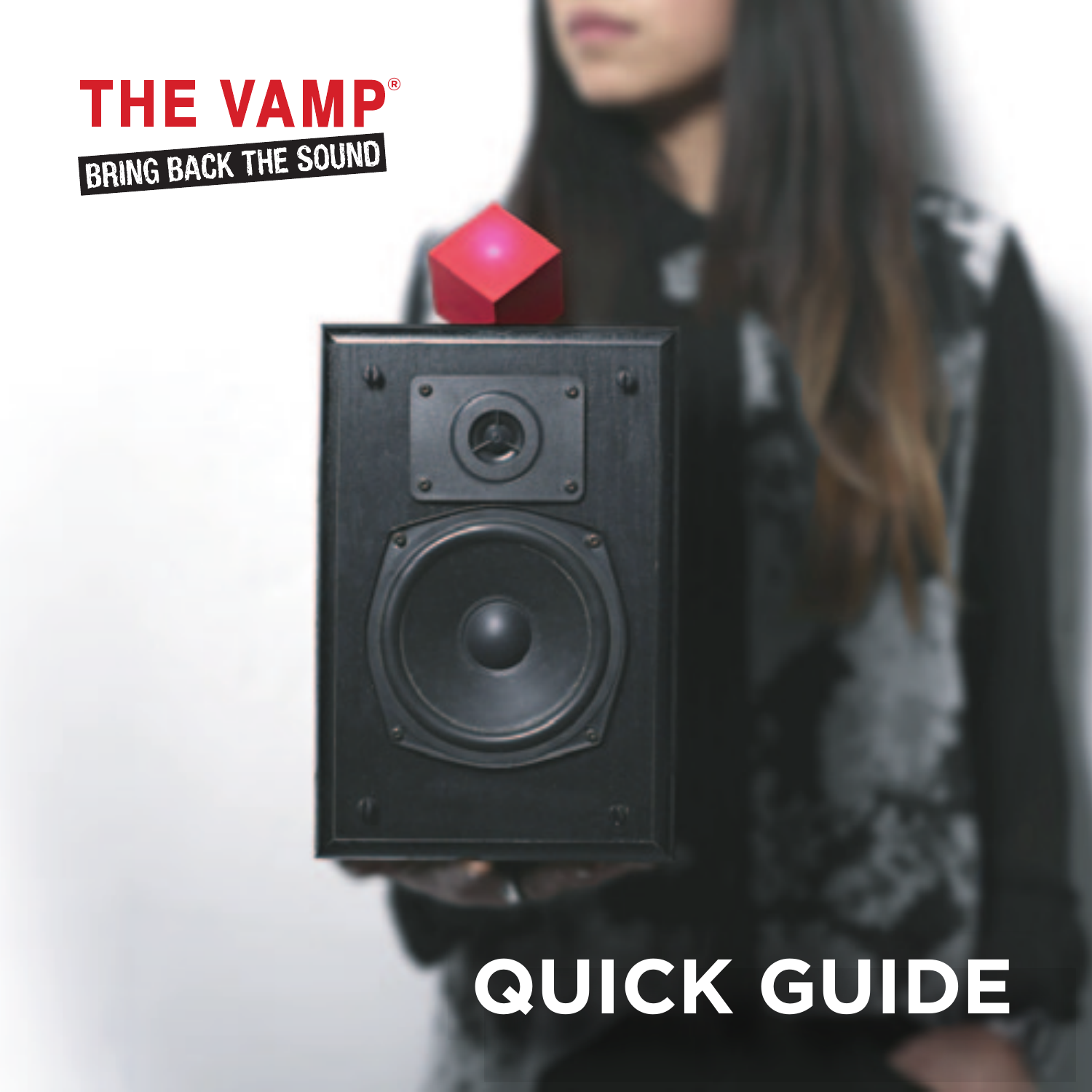# THE VAMP®

BRING BACK THE SOUND

# QUICK GUIDE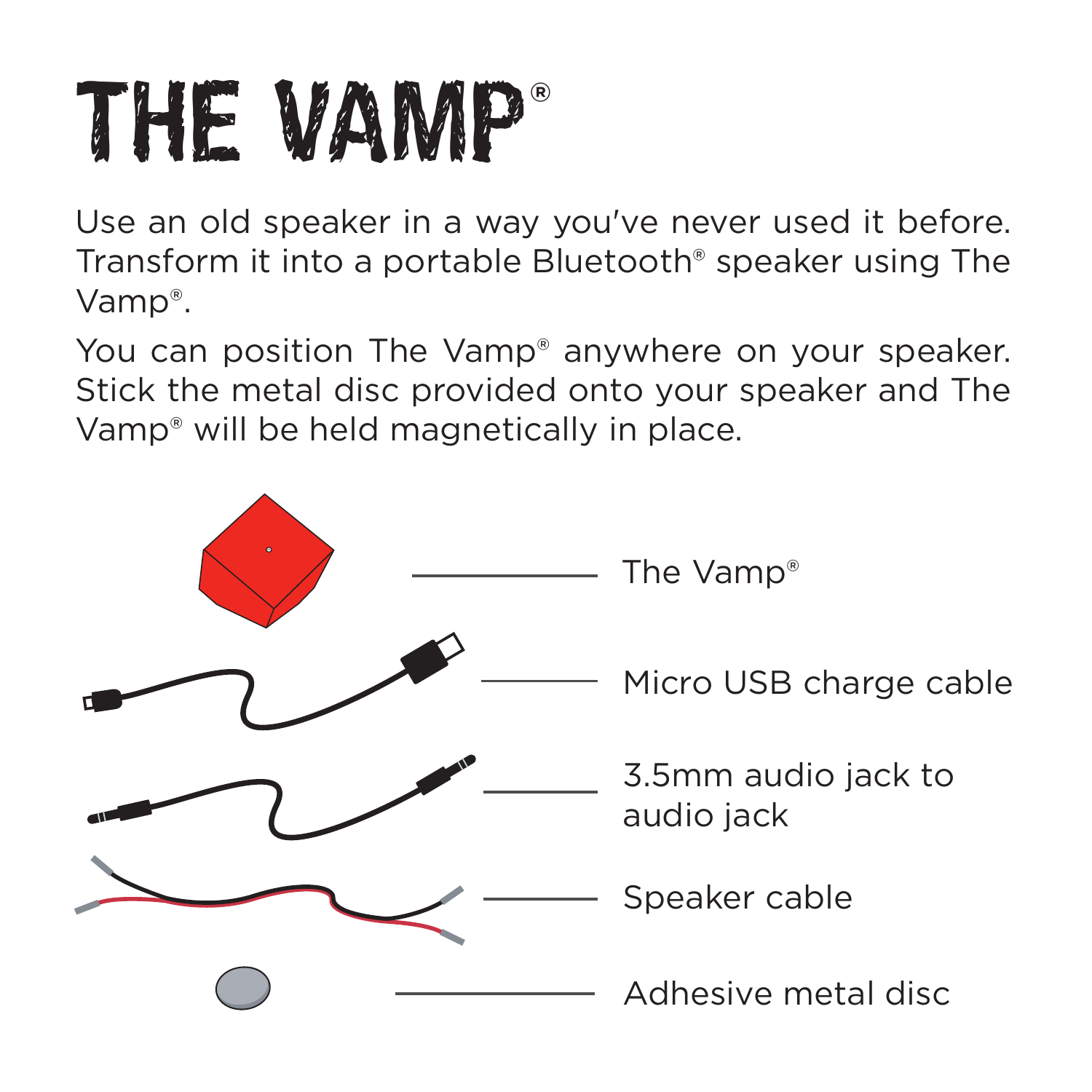# THE VAMP®

Use an old speaker in a way you've never used it before. Transform it into a portable Bluetooth® speaker using The Vamp®.

You can position The Vamp® anywhere on your speaker. Stick the metal disc provided onto your speaker and The Vamp® will be held magnetically in place.

- The Vamp®
- Micro USB charge cable
- 3.5mm audio jack to audio jack
- Speaker cable
- Adhesive metal disc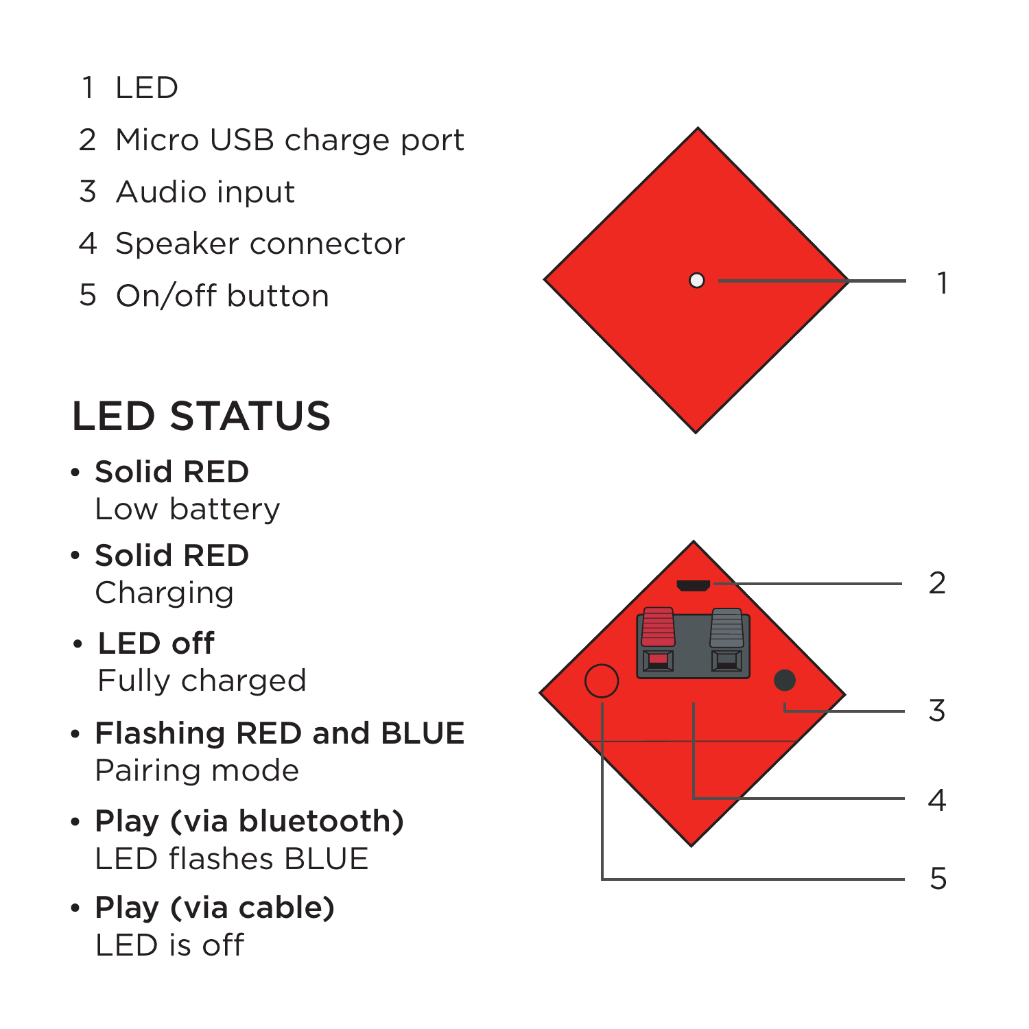1 LED

2 Micro USB charge port

3 Audio input

4 Speaker connector

5 On/off button

## LED STATUS

- **Solid RED**
  Low battery
- **Solid RED**
  Charging
- **LED off**
  Fully charged
- **Flashing RED and BLUE**
  Pairing mode
- **Play (via bluetooth)**
  LED flashes BLUE
- **Play (via cable)**
  LED is off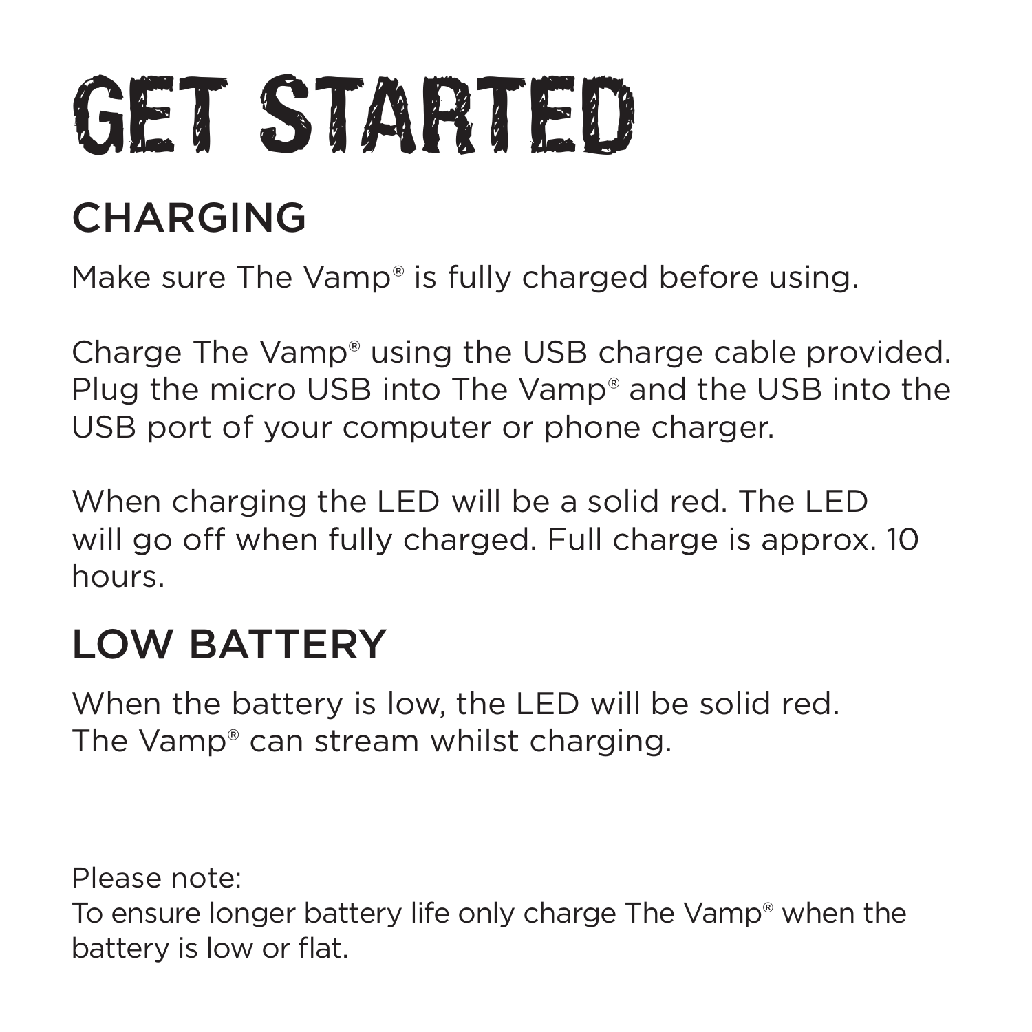# GET STARTED

## CHARGING

Make sure The Vamp® is fully charged before using.

Charge The Vamp® using the USB charge cable provided. Plug the micro USB into The Vamp® and the USB into the USB port of your computer or phone charger.

When charging the LED will be a solid red. The LED will go off when fully charged. Full charge is approx. 10 hours.

## LOW BATTERY

When the battery is low, the LED will be solid red. The Vamp® can stream whilst charging.

Please note:
To ensure longer battery life only charge The Vamp® when the battery is low or flat.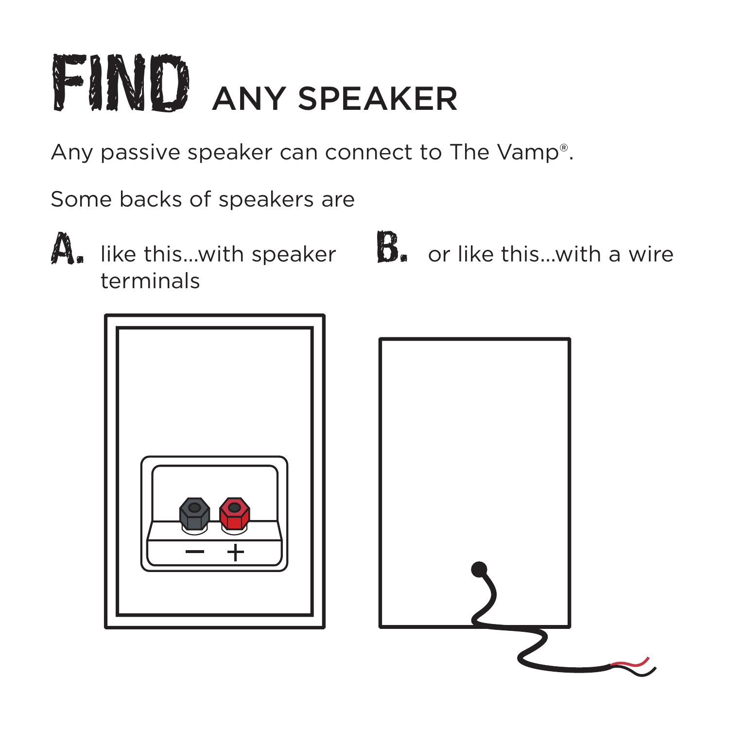# FIND ANY SPEAKER

Any passive speaker can connect to The Vamp®.

Some backs of speakers are

**A.** like this...with speaker terminals

**B.** or like this...with a wire

− +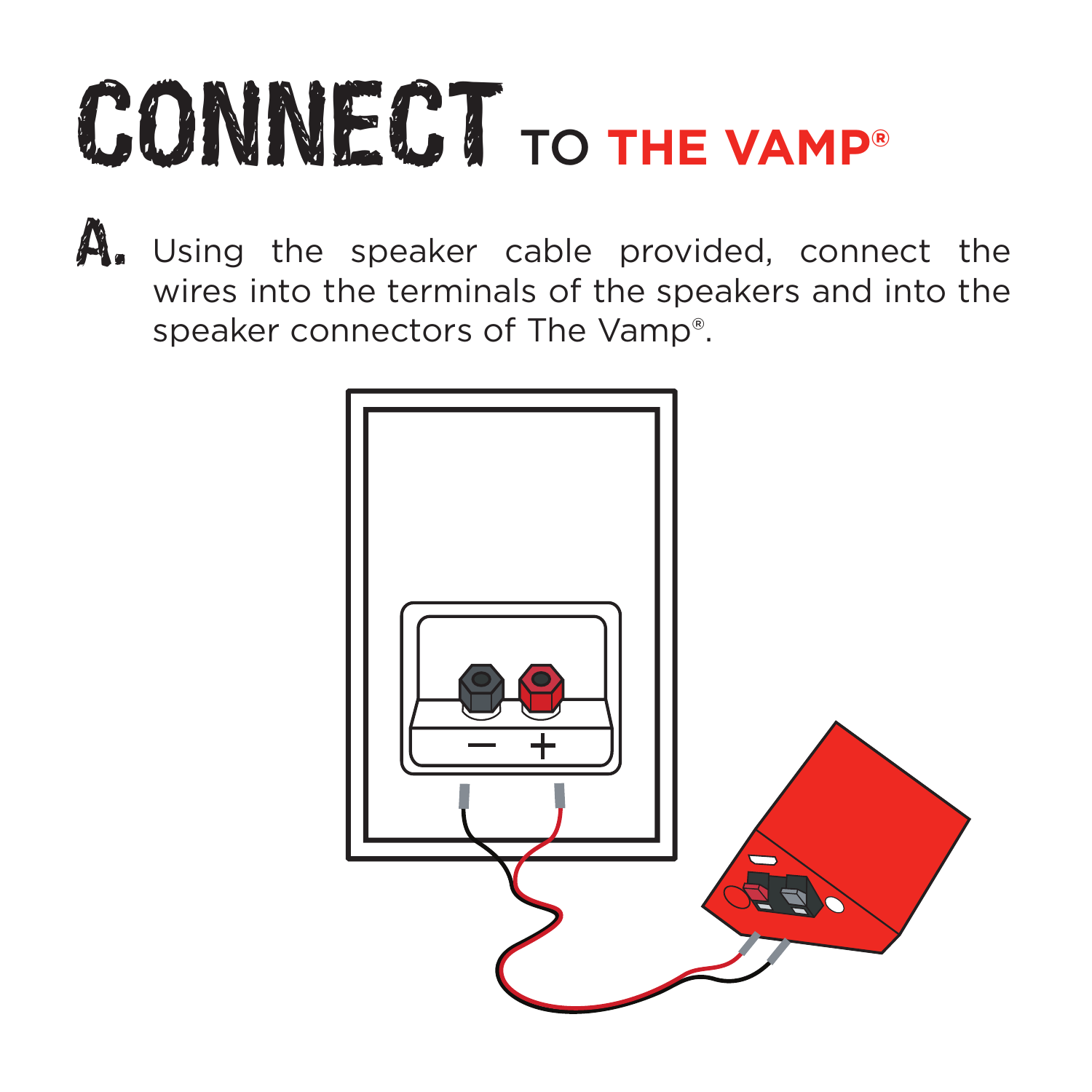# CONNECT TO THE VAMP®

**A.** Using the speaker cable provided, connect the wires into the terminals of the speakers and into the speaker connectors of The Vamp®.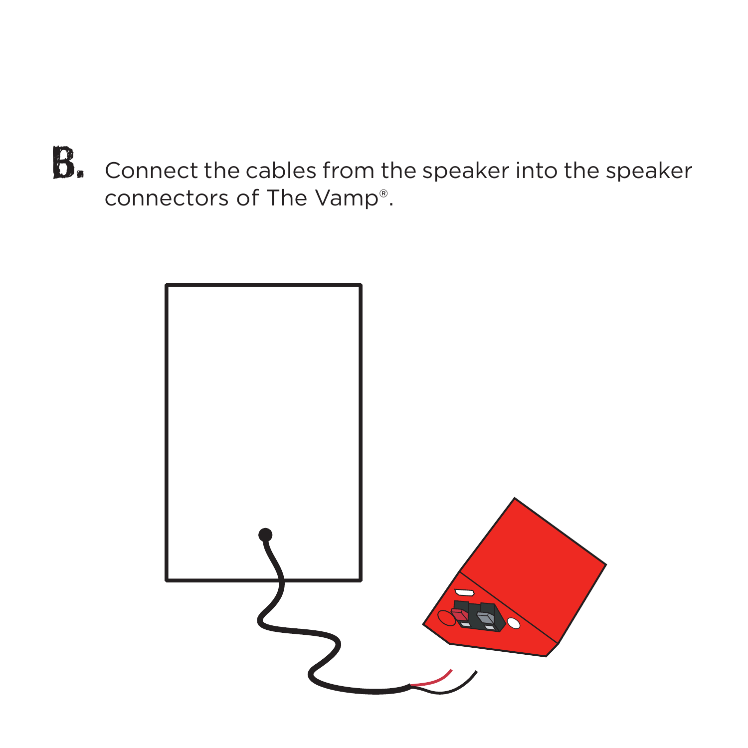**B.** Connect the cables from the speaker into the speaker connectors of The Vamp®.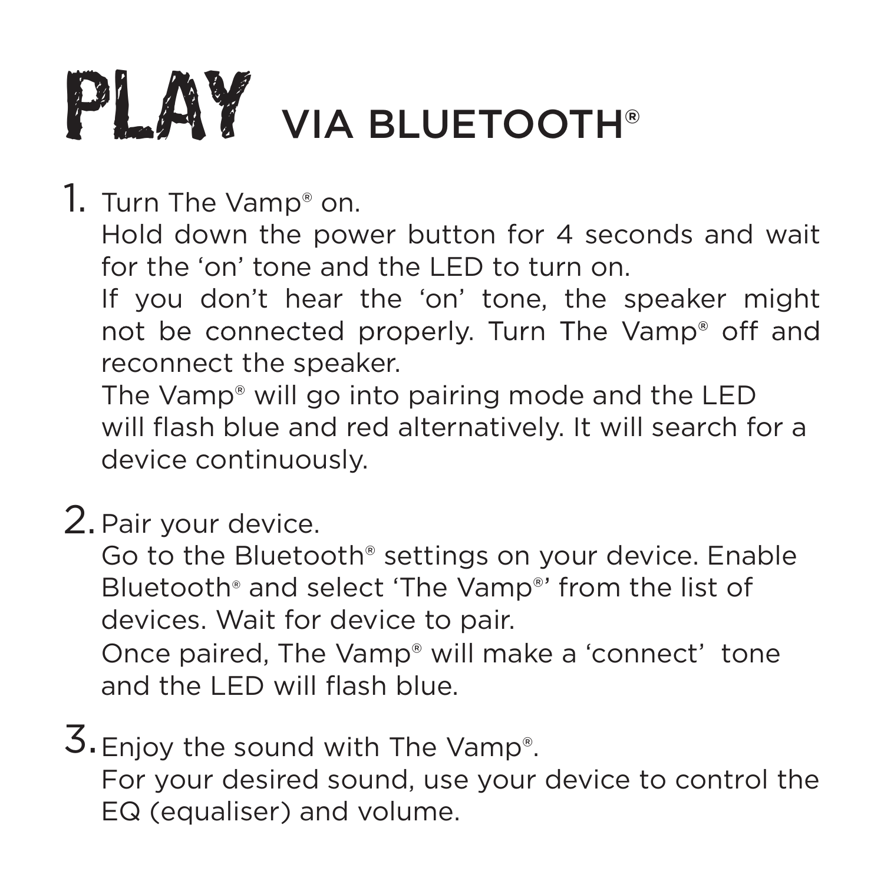# PLAY VIA BLUETOOTH®

1. Turn The Vamp® on.
   Hold down the power button for 4 seconds and wait for the 'on' tone and the LED to turn on.
   If you don't hear the 'on' tone, the speaker might not be connected properly. Turn The Vamp® off and reconnect the speaker.
   The Vamp® will go into pairing mode and the LED will flash blue and red alternatively. It will search for a device continuously.

2. Pair your device.
   Go to the Bluetooth® settings on your device. Enable Bluetooth® and select 'The Vamp®' from the list of devices. Wait for device to pair.
   Once paired, The Vamp® will make a 'connect' tone and the LED will flash blue.

3. Enjoy the sound with The Vamp®.
   For your desired sound, use your device to control the EQ (equaliser) and volume.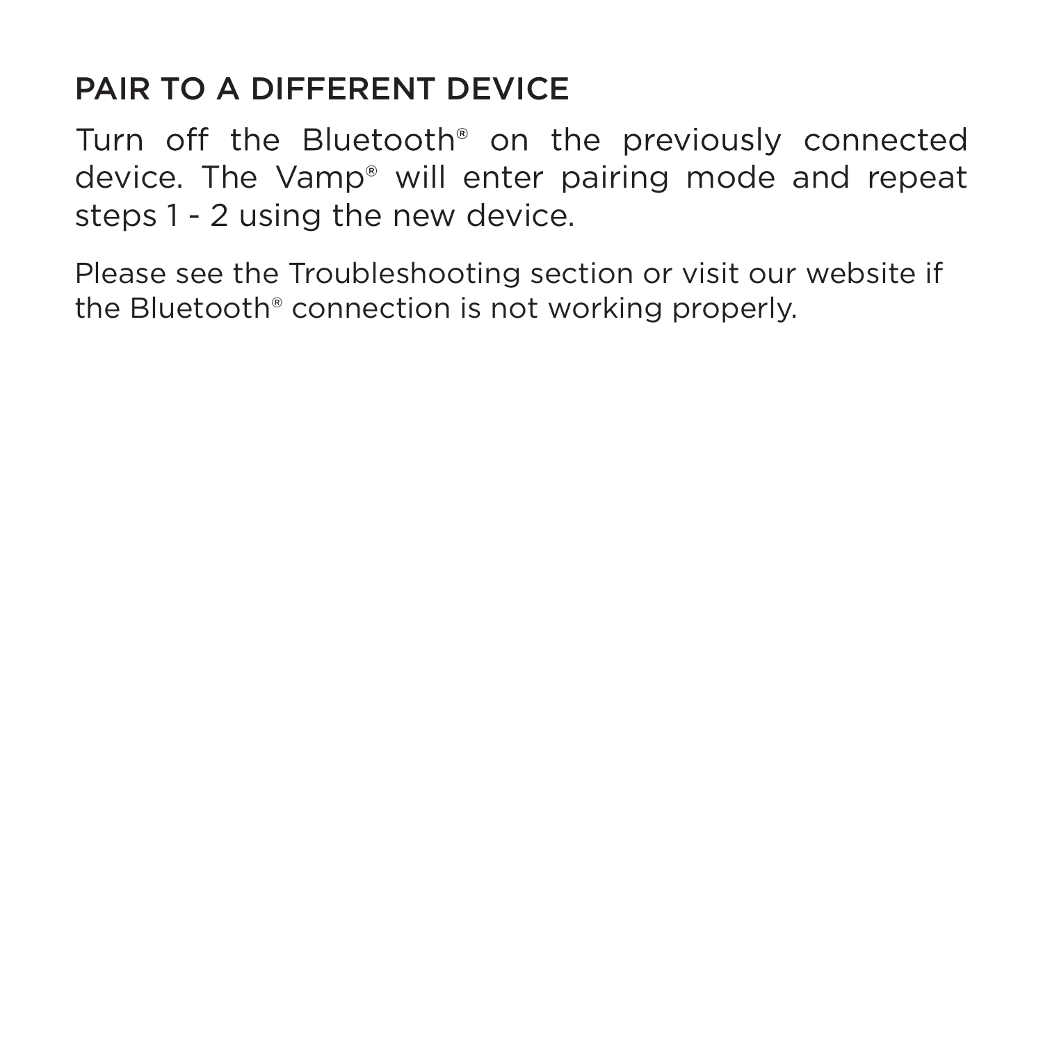## PAIR TO A DIFFERENT DEVICE

Turn off the Bluetooth® on the previously connected device. The Vamp® will enter pairing mode and repeat steps 1 - 2 using the new device.

Please see the Troubleshooting section or visit our website if the Bluetooth® connection is not working properly.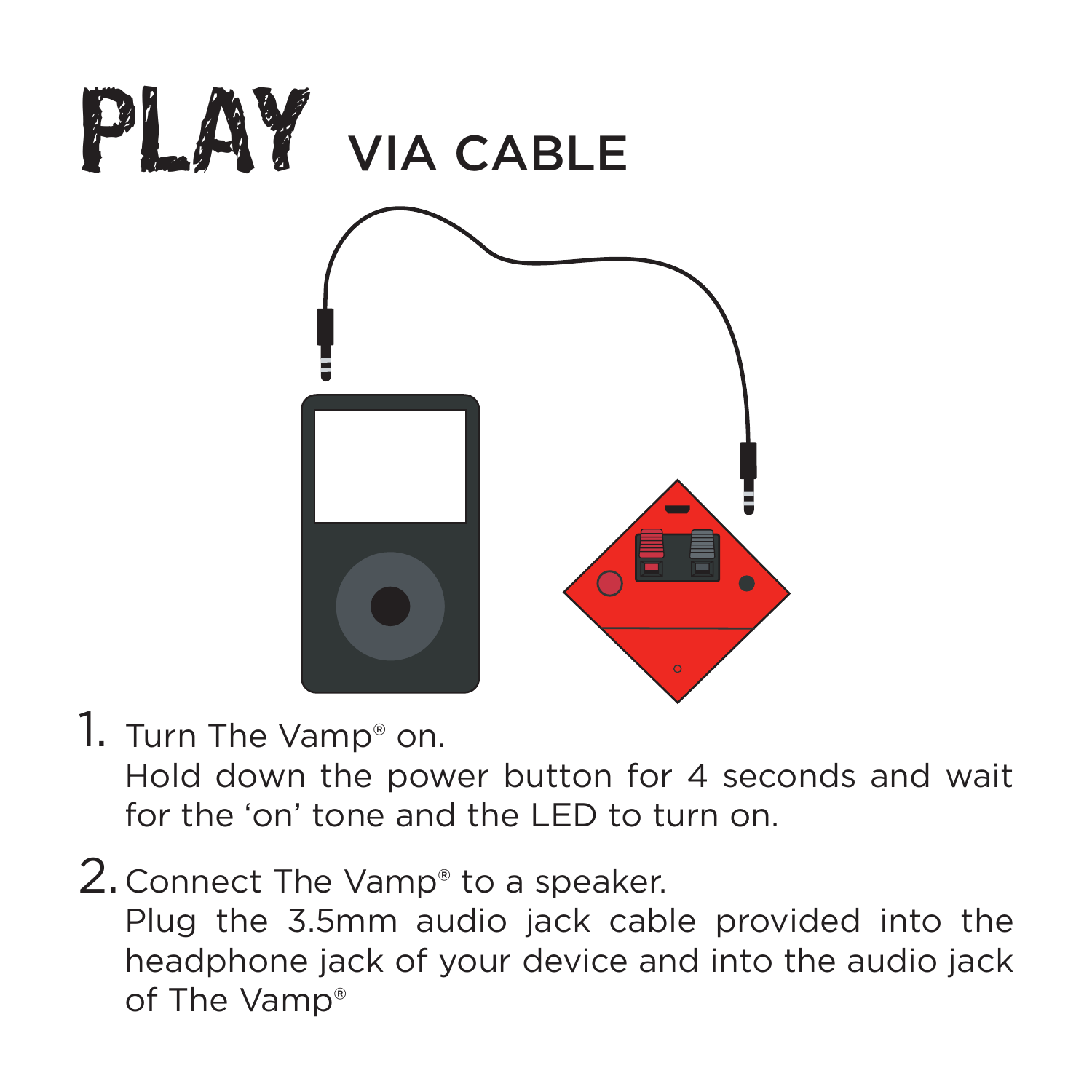# PLAY VIA CABLE

1. Turn The Vamp® on.
   Hold down the power button for 4 seconds and wait for the 'on' tone and the LED to turn on.

2. Connect The Vamp® to a speaker.
   Plug the 3.5mm audio jack cable provided into the headphone jack of your device and into the audio jack of The Vamp®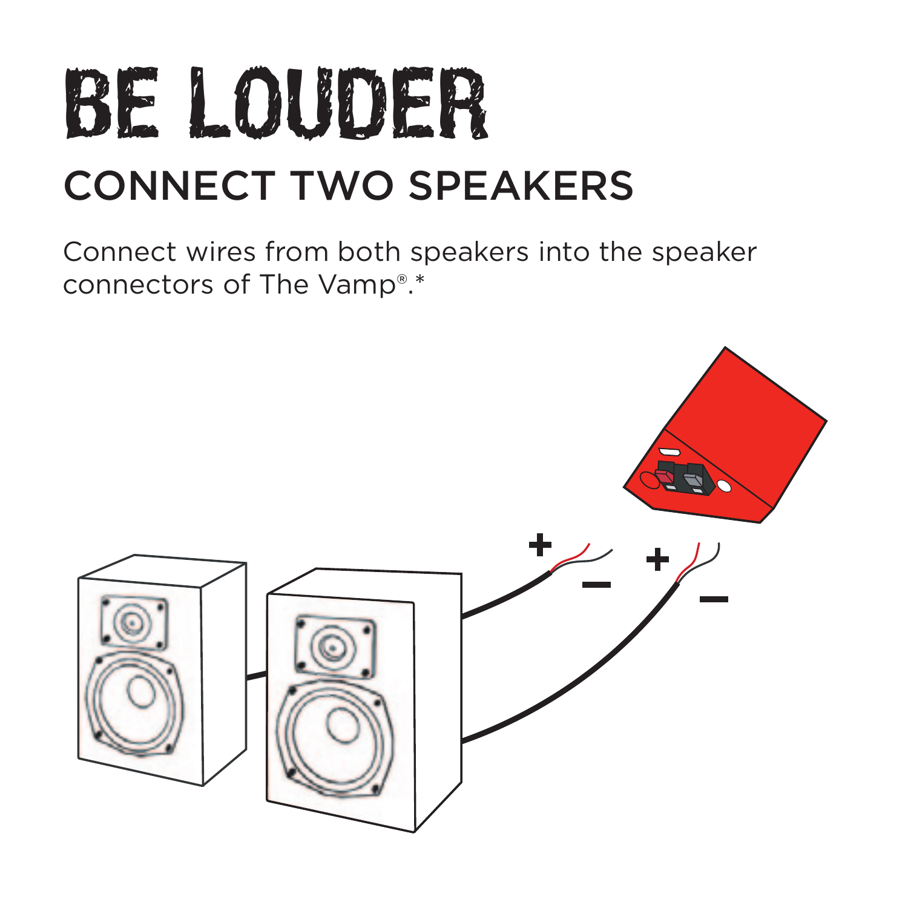# BE LOUDER

## CONNECT TWO SPEAKERS

Connect wires from both speakers into the speaker connectors of The Vamp®.*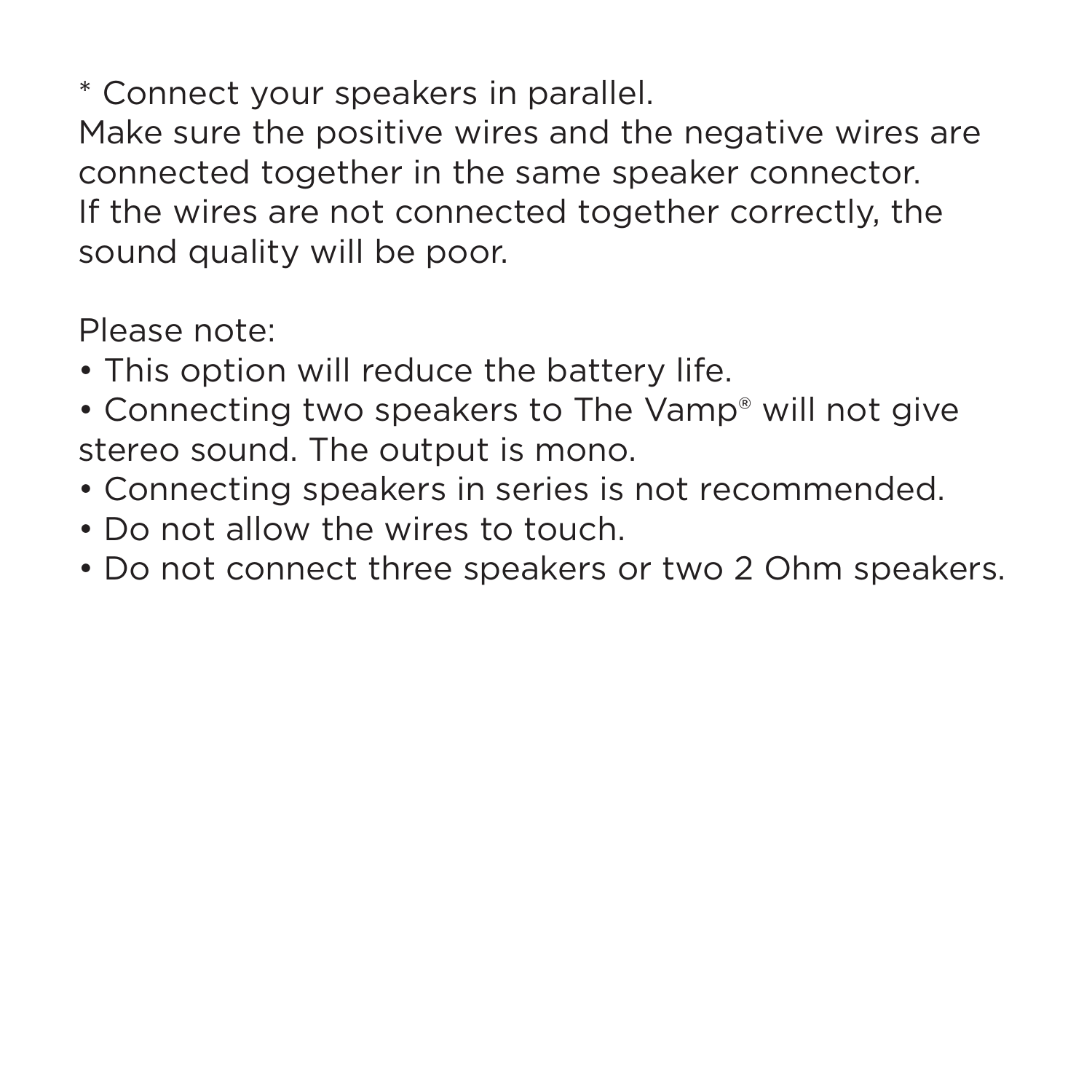* Connect your speakers in parallel.
Make sure the positive wires and the negative wires are connected together in the same speaker connector.
If the wires are not connected together correctly, the sound quality will be poor.

Please note:

- This option will reduce the battery life.
- Connecting two speakers to The Vamp® will not give stereo sound. The output is mono.
- Connecting speakers in series is not recommended.
- Do not allow the wires to touch.
- Do not connect three speakers or two 2 Ohm speakers.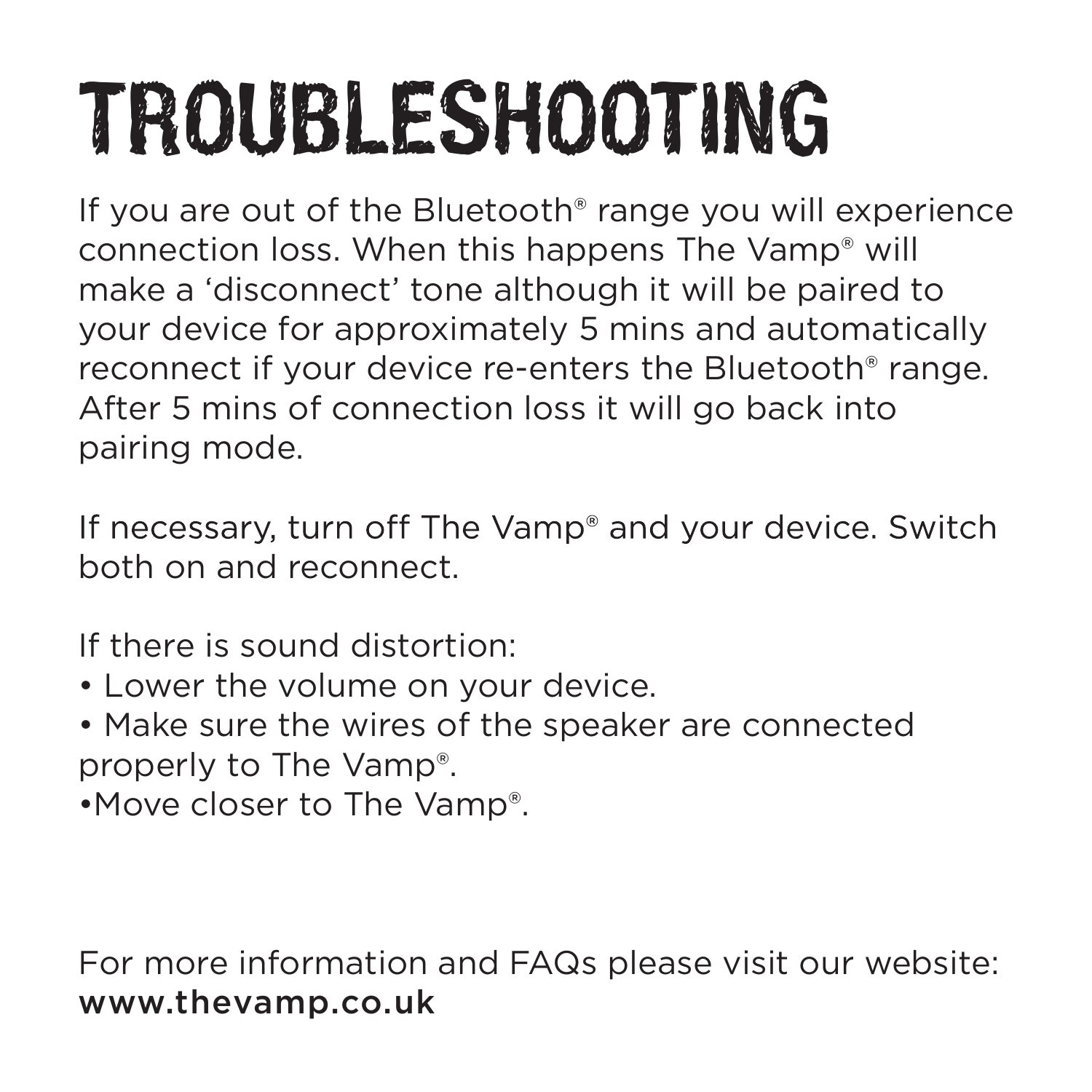# TROUBLESHOOTING

If you are out of the Bluetooth® range you will experience connection loss. When this happens The Vamp® will make a 'disconnect' tone although it will be paired to your device for approximately 5 mins and automatically reconnect if your device re-enters the Bluetooth® range. After 5 mins of connection loss it will go back into pairing mode.

If necessary, turn off The Vamp® and your device. Switch both on and reconnect.

If there is sound distortion:

- Lower the volume on your device.
- Make sure the wires of the speaker are connected properly to The Vamp®.
- Move closer to The Vamp®.

For more information and FAQs please visit our website:
**www.thevamp.co.uk**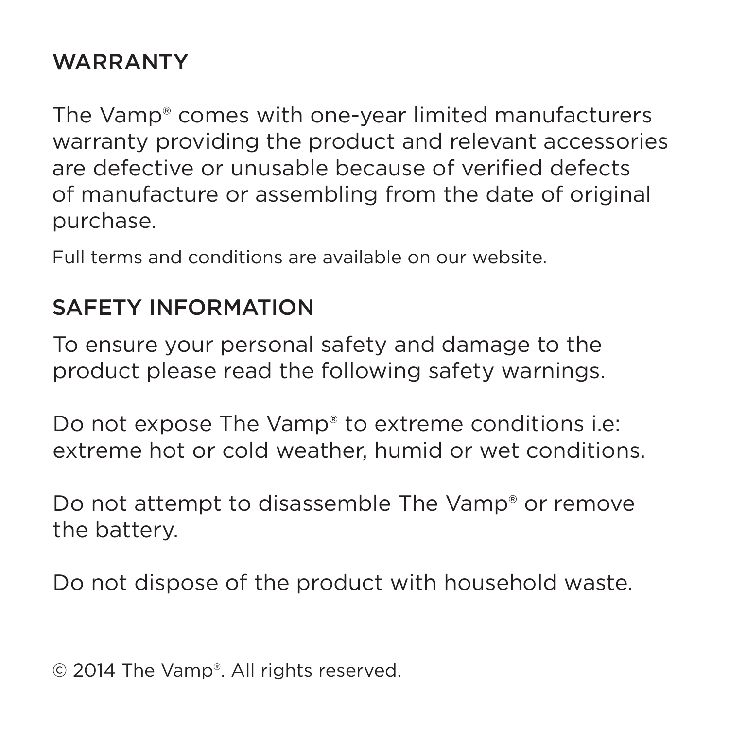## WARRANTY

The Vamp® comes with one-year limited manufacturers warranty providing the product and relevant accessories are defective or unusable because of verified defects of manufacture or assembling from the date of original purchase.

Full terms and conditions are available on our website.

## SAFETY INFORMATION

To ensure your personal safety and damage to the product please read the following safety warnings.

Do not expose The Vamp® to extreme conditions i.e: extreme hot or cold weather, humid or wet conditions.

Do not attempt to disassemble The Vamp® or remove the battery.

Do not dispose of the product with household waste.

© 2014 The Vamp®. All rights reserved.